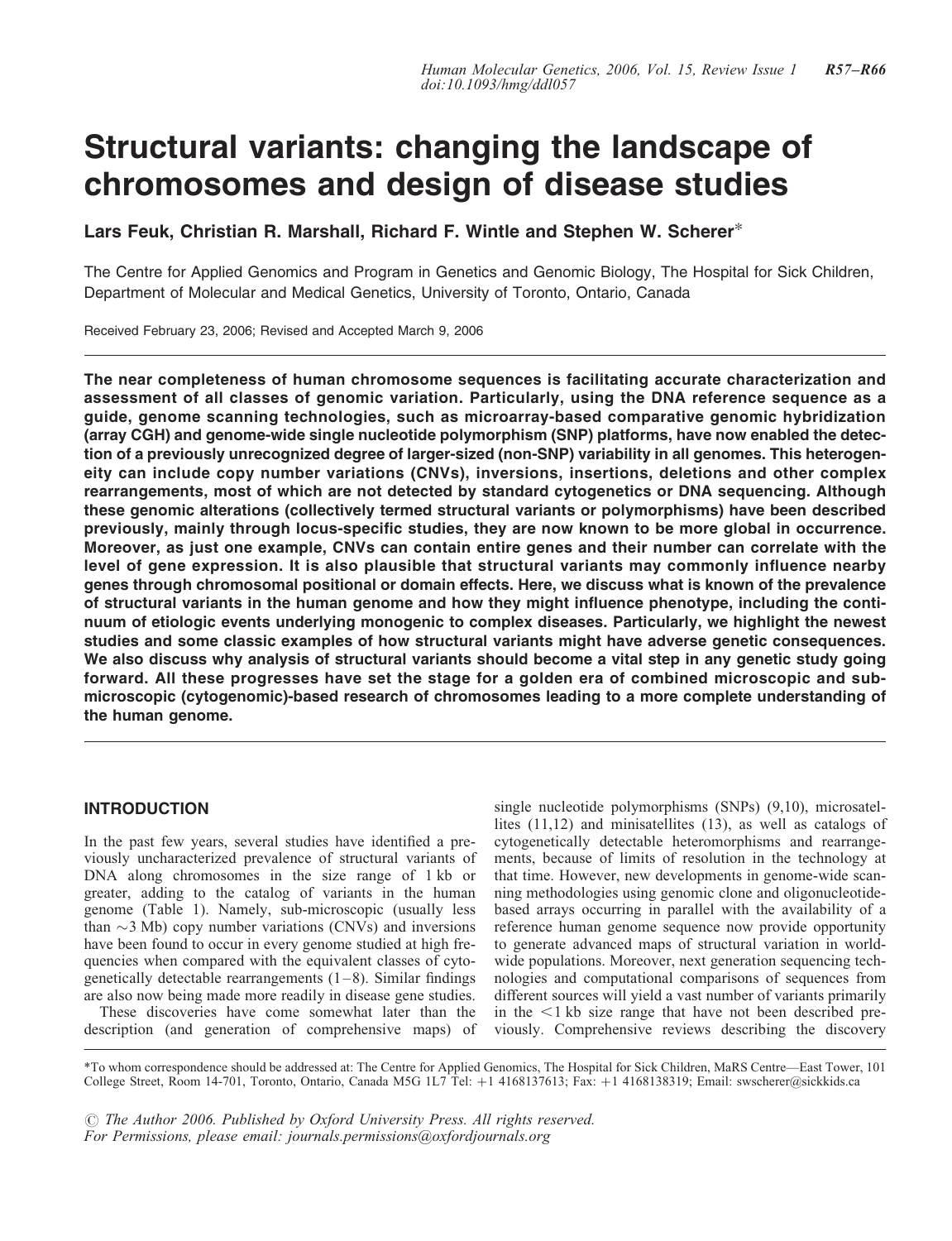# Structural variants: changing the landscape of chromosomes and design of disease studies

**Lars Feuk, Christian R. Marshall, Richard F. Wintle and Stephen W. Scherer***

The Centre for Applied Genomics and Program in Genetics and Genomic Biology, The Hospital for Sick Children, Department of Molecular and Medical Genetics, University of Toronto, Ontario, Canada

Received February 23, 2006; Revised and Accepted March 9, 2006

**The near completeness of human chromosome sequences is facilitating accurate characterization and assessment of all classes of genomic variation. Particularly, using the DNA reference sequence as a guide, genome scanning technologies, such as microarray-based comparative genomic hybridization (array CGH) and genome-wide single nucleotide polymorphism (SNP) platforms, have now enabled the detection of a previously unrecognized degree of larger-sized (non-SNP) variability in all genomes. This heterogeneity can include copy number variations (CNVs), inversions, insertions, deletions and other complex rearrangements, most of which are not detected by standard cytogenetics or DNA sequencing. Although these genomic alterations (collectively termed structural variants or polymorphisms) have been described previously, mainly through locus-specific studies, they are now known to be more global in occurrence. Moreover, as just one example, CNVs can contain entire genes and their number can correlate with the level of gene expression. It is also plausible that structural variants may commonly influence nearby genes through chromosomal positional or domain effects. Here, we discuss what is known of the prevalence of structural variants in the human genome and how they might influence phenotype, including the continuum of etiologic events underlying monogenic to complex diseases. Particularly, we highlight the newest studies and some classic examples of how structural variants might have adverse genetic consequences. We also discuss why analysis of structural variants should become a vital step in any genetic study going forward. All these progresses have set the stage for a golden era of combined microscopic and sub-microscopic (cytogenomic)-based research of chromosomes leading to a more complete understanding of the human genome.**

## INTRODUCTION

In the past few years, several studies have identified a previously uncharacterized prevalence of structural variants of DNA along chromosomes in the size range of 1 kb or greater, adding to the catalog of variants in the human genome (Table 1). Namely, sub-microscopic (usually less than ~3 Mb) copy number variations (CNVs) and inversions have been found to occur in every genome studied at high frequencies when compared with the equivalent classes of cytogenetically detectable rearrangements (1–8). Similar findings are also now being made more readily in disease gene studies.

These discoveries have come somewhat later than the description (and generation of comprehensive maps) of single nucleotide polymorphisms (SNPs) (9,10), microsatellites (11,12) and minisatellites (13), as well as catalogs of cytogenetically detectable heteromorphisms and rearrangements, because of limits of resolution in the technology at that time. However, new developments in genome-wide scanning methodologies using genomic clone and oligonucleotide-based arrays occurring in parallel with the availability of a reference human genome sequence now provide opportunity to generate advanced maps of structural variation in worldwide populations. Moreover, next generation sequencing technologies and computational comparisons of sequences from different sources will yield a vast number of variants primarily in the <1 kb size range that have not been described previously. Comprehensive reviews describing the discovery

*To whom correspondence should be addressed at: The Centre for Applied Genomics, The Hospital for Sick Children, MaRS Centre—East Tower, 101 College Street, Room 14-701, Toronto, Ontario, Canada M5G 1L7 Tel: +1 4168137613; Fax: +1 4168138319; Email: swscherer@sickkids.ca

© The Author 2006. Published by Oxford University Press. All rights reserved.
For Permissions, please email: journals.permissions@oxfordjournals.org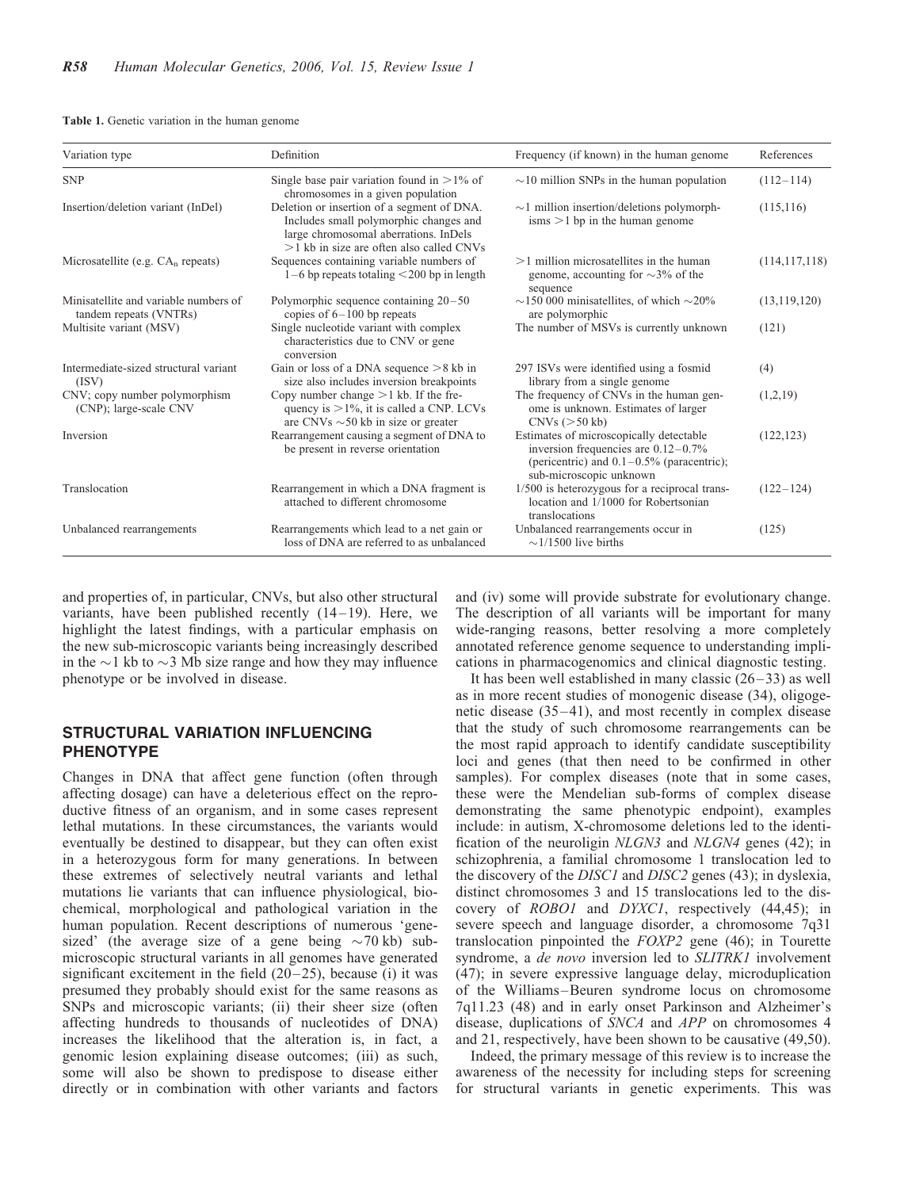**Table 1.** Genetic variation in the human genome

| Variation type | Definition | Frequency (if known) in the human genome | References |
|---|---|---|---|
| SNP | Single base pair variation found in >1% of chromosomes in a given population | ∼10 million SNPs in the human population | (112–114) |
| Insertion/deletion variant (InDel) | Deletion or insertion of a segment of DNA. Includes small polymorphic changes and large chromosomal aberrations. InDels >1 kb in size are often also called CNVs | ∼1 million insertion/deletions polymorphisms >1 bp in the human genome | (115,116) |
| Microsatellite (e.g. $CA_n$ repeats) | Sequences containing variable numbers of 1–6 bp repeats totaling <200 bp in length | >1 million microsatellites in the human genome, accounting for ∼3% of the sequence | (114,117,118) |
| Minisatellite and variable numbers of tandem repeats (VNTRs) | Polymorphic sequence containing 20–50 copies of 6–100 bp repeats | ∼150 000 minisatellites, of which ∼20% are polymorphic | (13,119,120) |
| Multisite variant (MSV) | Single nucleotide variant with complex characteristics due to CNV or gene conversion | The number of MSVs is currently unknown | (121) |
| Intermediate-sized structural variant (ISV) | Gain or loss of a DNA sequence >8 kb in size also includes inversion breakpoints | 297 ISVs were identified using a fosmid library from a single genome | (4) |
| CNV; copy number polymorphism (CNP); large-scale CNV | Copy number change >1 kb. If the frequency is >1%, it is called a CNP. LCVs are CNVs ∼50 kb in size or greater | The frequency of CNVs in the human genome is unknown. Estimates of larger CNVs (>50 kb) | (1,2,19) |
| Inversion | Rearrangement causing a segment of DNA to be present in reverse orientation | Estimates of microscopically detectable inversion frequencies are 0.12–0.7% (pericentric) and 0.1–0.5% (paracentric); sub-microscopic unknown | (122,123) |
| Translocation | Rearrangement in which a DNA fragment is attached to different chromosome | 1/500 is heterozygous for a reciprocal translocation and 1/1000 for Robertsonian translocations | (122–124) |
| Unbalanced rearrangements | Rearrangements which lead to a net gain or loss of DNA are referred to as unbalanced | Unbalanced rearrangements occur in ∼1/1500 live births | (125) |

and properties of, in particular, CNVs, but also other structural variants, have been published recently (14–19). Here, we highlight the latest findings, with a particular emphasis on the new sub-microscopic variants being increasingly described in the ∼1 kb to ∼3 Mb size range and how they may influence phenotype or be involved in disease.

## STRUCTURAL VARIATION INFLUENCING PHENOTYPE

Changes in DNA that affect gene function (often through affecting dosage) can have a deleterious effect on the reproductive fitness of an organism, and in some cases represent lethal mutations. In these circumstances, the variants would eventually be destined to disappear, but they can often exist in a heterozygous form for many generations. In between these extremes of selectively neutral variants and lethal mutations lie variants that can influence physiological, biochemical, morphological and pathological variation in the human population. Recent descriptions of numerous 'gene-sized' (the average size of a gene being ∼70 kb) sub-microscopic structural variants in all genomes have generated significant excitement in the field (20–25), because (i) it was presumed they probably should exist for the same reasons as SNPs and microscopic variants; (ii) their sheer size (often affecting hundreds to thousands of nucleotides of DNA) increases the likelihood that the alteration is, in fact, a genomic lesion explaining disease outcomes; (iii) as such, some will also be shown to predispose to disease either directly or in combination with other variants and factors and (iv) some will provide substrate for evolutionary change. The description of all variants will be important for many wide-ranging reasons, better resolving a more completely annotated reference genome sequence to understanding implications in pharmacogenomics and clinical diagnostic testing.

It has been well established in many classic (26–33) as well as in more recent studies of monogenic disease (34), oligogenetic disease (35–41), and most recently in complex disease that the study of such chromosome rearrangements can be the most rapid approach to identify candidate susceptibility loci and genes (that then need to be confirmed in other samples). For complex diseases (note that in some cases, these were the Mendelian sub-forms of complex disease demonstrating the same phenotypic endpoint), examples include: in autism, X-chromosome deletions led to the identification of the neuroligin *NLGN3* and *NLGN4* genes (42); in schizophrenia, a familial chromosome 1 translocation led to the discovery of the *DISC1* and *DISC2* genes (43); in dyslexia, distinct chromosomes 3 and 15 translocations led to the discovery of *ROBO1* and *DYXC1*, respectively (44,45); in severe speech and language disorder, a chromosome 7q31 translocation pinpointed the *FOXP2* gene (46); in Tourette syndrome, a *de novo* inversion led to *SLITRK1* involvement (47); in severe expressive language delay, microduplication of the Williams–Beuren syndrome locus on chromosome 7q11.23 (48) and in early onset Parkinson and Alzheimer's disease, duplications of *SNCA* and *APP* on chromosomes 4 and 21, respectively, have been shown to be causative (49,50).

Indeed, the primary message of this review is to increase the awareness of the necessity for including steps for screening for structural variants in genetic experiments. This was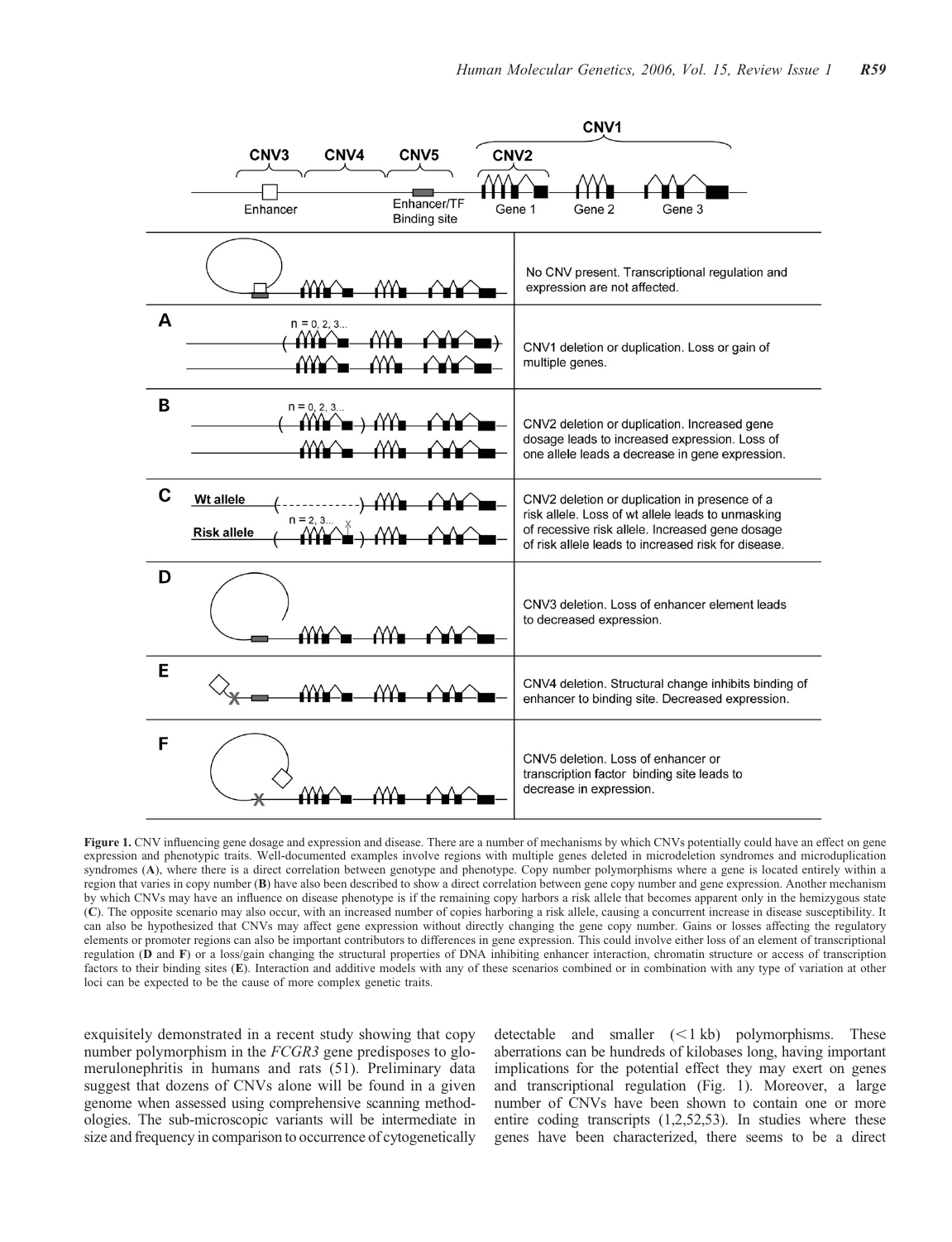| | |
|---|---|
| | No CNV present. Transcriptional regulation and expression are not affected. |
| **A** | CNV1 deletion or duplication. Loss or gain of multiple genes. |
| **B** | CNV2 deletion or duplication. Increased gene dosage leads to increased expression. Loss of one allele leads a decrease in gene expression. |
| **C** | CNV2 deletion or duplication in presence of a risk allele. Loss of wt allele leads to unmasking of recessive risk allele. Increased gene dosage of risk allele leads to increased risk for disease. |
| **D** | CNV3 deletion. Loss of enhancer element leads to decreased expression. |
| **E** | CNV4 deletion. Structural change inhibits binding of enhancer to binding site. Decreased expression. |
| **F** | CNV5 deletion. Loss of enhancer or transcription factor binding site leads to decrease in expression. |

**Figure 1.** CNV influencing gene dosage and expression and disease. There are a number of mechanisms by which CNVs potentially could have an effect on gene expression and phenotypic traits. Well-documented examples involve regions with multiple genes deleted in microdeletion syndromes and microduplication syndromes (**A**), where there is a direct correlation between genotype and phenotype. Copy number polymorphisms where a gene is located entirely within a region that varies in copy number (**B**) have also been described to show a direct correlation between gene copy number and gene expression. Another mechanism by which CNVs may have an influence on disease phenotype is if the remaining copy harbors a risk allele that becomes apparent only in the hemizygous state (**C**). The opposite scenario may also occur, with an increased number of copies harboring a risk allele, causing a concurrent increase in disease susceptibility. It can also be hypothesized that CNVs may affect gene expression without directly changing the gene copy number. Gains or losses affecting the regulatory elements or promoter regions can also be important contributors to differences in gene expression. This could involve either loss of an element of transcriptional regulation (**D** and **F**) or a loss/gain changing the structural properties of DNA inhibiting enhancer interaction, chromatin structure or access of transcription factors to their binding sites (**E**). Interaction and additive models with any of these scenarios combined or in combination with any type of variation at other loci can be expected to be the cause of more complex genetic traits.

exquisitely demonstrated in a recent study showing that copy number polymorphism in the *FCGR3* gene predisposes to glomerulonephritis in humans and rats (51). Preliminary data suggest that dozens of CNVs alone will be found in a given genome when assessed using comprehensive scanning methodologies. The sub-microscopic variants will be intermediate in size and frequency in comparison to occurrence of cytogenetically detectable and smaller (<1 kb) polymorphisms. These aberrations can be hundreds of kilobases long, having important implications for the potential effect they may exert on genes and transcriptional regulation (Fig. 1). Moreover, a large number of CNVs have been shown to contain one or more entire coding transcripts (1,2,52,53). In studies where these genes have been characterized, there seems to be a direct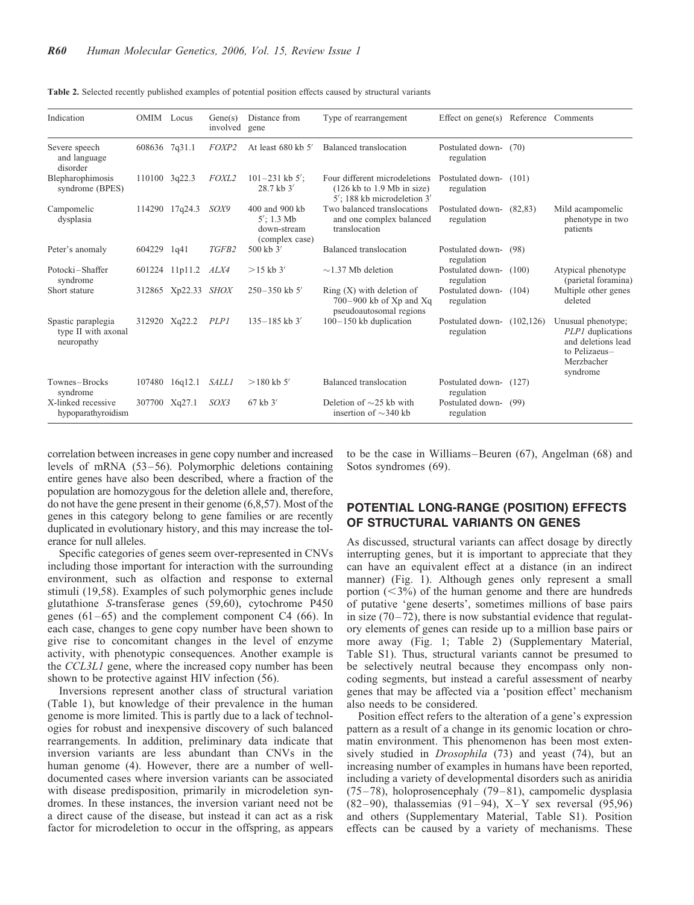Table 2. Selected recently published examples of potential position effects caused by structural variants

| Indication | OMIM | Locus | Gene(s) involved | Distance from gene | Type of rearrangement | Effect on gene(s) | Reference | Comments |
|---|---|---|---|---|---|---|---|---|
| Severe speech and language disorder | 608636 | 7q31.1 | *FOXP2* | At least 680 kb 5′ | Balanced translocation | Postulated down-regulation | (70) | |
| Blepharophimosis syndrome (BPES) | 110100 | 3q22.3 | *FOXL2* | 101–231 kb 5′; 28.7 kb 3′ | Four different microdeletions (126 kb to 1.9 Mb in size) 5′; 188 kb microdeletion 3′ | Postulated down-regulation | (101) | |
| Campomelic dysplasia | 114290 | 17q24.3 | *SOX9* | 400 and 900 kb 5′; 1.3 Mb down-stream (complex case) | Two balanced translocations and one complex balanced translocation | Postulated down-regulation | (82,83) | Mild acampomelic phenotype in two patients |
| Peter's anomaly | 604229 | 1q41 | *TGFB2* | 500 kb 3′ | Balanced translocation | Postulated down-regulation | (98) | |
| Potocki–Shaffer syndrome | 601224 | 11p11.2 | *ALX4* | >15 kb 3′ | ~1.37 Mb deletion | Postulated down-regulation | (100) | Atypical phenotype (parietal foramina) |
| Short stature | 312865 | Xp22.33 | *SHOX* | 250–350 kb 5′ | Ring (X) with deletion of 700–900 kb of Xp and Xq pseudoautosomal regions | Postulated down-regulation | (104) | Multiple other genes deleted |
| Spastic paraplegia type II with axonal neuropathy | 312920 | Xq22.2 | *PLP1* | 135–185 kb 3′ | 100–150 kb duplication | Postulated down-regulation | (102,126) | Unusual phenotype; *PLP1* duplications and deletions lead to Pelizaeus–Merzbacher syndrome |
| Townes–Brocks syndrome | 107480 | 16q12.1 | *SALL1* | >180 kb 5′ | Balanced translocation | Postulated down-regulation | (127) | |
| X-linked recessive hypoparathyroidism | 307700 | Xq27.1 | *SOX3* | 67 kb 3′ | Deletion of ~25 kb with insertion of ~340 kb | Postulated down-regulation | (99) | |

correlation between increases in gene copy number and increased levels of mRNA (53–56). Polymorphic deletions containing entire genes have also been described, where a fraction of the population are homozygous for the deletion allele and, therefore, do not have the gene present in their genome (6,8,57). Most of the genes in this category belong to gene families or are recently duplicated in evolutionary history, and this may increase the tolerance for null alleles.

Specific categories of genes seem over-represented in CNVs including those important for interaction with the surrounding environment, such as olfaction and response to external stimuli (19,58). Examples of such polymorphic genes include glutathione *S*-transferase genes (59,60), cytochrome P450 genes (61–65) and the complement component C4 (66). In each case, changes to gene copy number have been shown to give rise to concomitant changes in the level of enzyme activity, with phenotypic consequences. Another example is the *CCL3L1* gene, where the increased copy number has been shown to be protective against HIV infection (56).

Inversions represent another class of structural variation (Table 1), but knowledge of their prevalence in the human genome is more limited. This is partly due to a lack of technologies for robust and inexpensive discovery of such balanced rearrangements. In addition, preliminary data indicate that inversion variants are less abundant than CNVs in the human genome (4). However, there are a number of well-documented cases where inversion variants can be associated with disease predisposition, primarily in microdeletion syndromes. In these instances, the inversion variant need not be a direct cause of the disease, but instead it can act as a risk factor for microdeletion to occur in the offspring, as appears to be the case in Williams–Beuren (67), Angelman (68) and Sotos syndromes (69).

## POTENTIAL LONG-RANGE (POSITION) EFFECTS OF STRUCTURAL VARIANTS ON GENES

As discussed, structural variants can affect dosage by directly interrupting genes, but it is important to appreciate that they can have an equivalent effect at a distance (in an indirect manner) (Fig. 1). Although genes only represent a small portion (<3%) of the human genome and there are hundreds of putative 'gene deserts', sometimes millions of base pairs in size (70–72), there is now substantial evidence that regulatory elements of genes can reside up to a million base pairs or more away (Fig. 1; Table 2) (Supplementary Material, Table S1). Thus, structural variants cannot be presumed to be selectively neutral because they encompass only non-coding segments, but instead a careful assessment of nearby genes that may be affected via a 'position effect' mechanism also needs to be considered.

Position effect refers to the alteration of a gene's expression pattern as a result of a change in its genomic location or chromatin environment. This phenomenon has been most extensively studied in *Drosophila* (73) and yeast (74), but an increasing number of examples in humans have been reported, including a variety of developmental disorders such as aniridia (75–78), holoprosencephaly (79–81), campomelic dysplasia (82–90), thalassemias (91–94), X–Y sex reversal (95,96) and others (Supplementary Material, Table S1). Position effects can be caused by a variety of mechanisms. These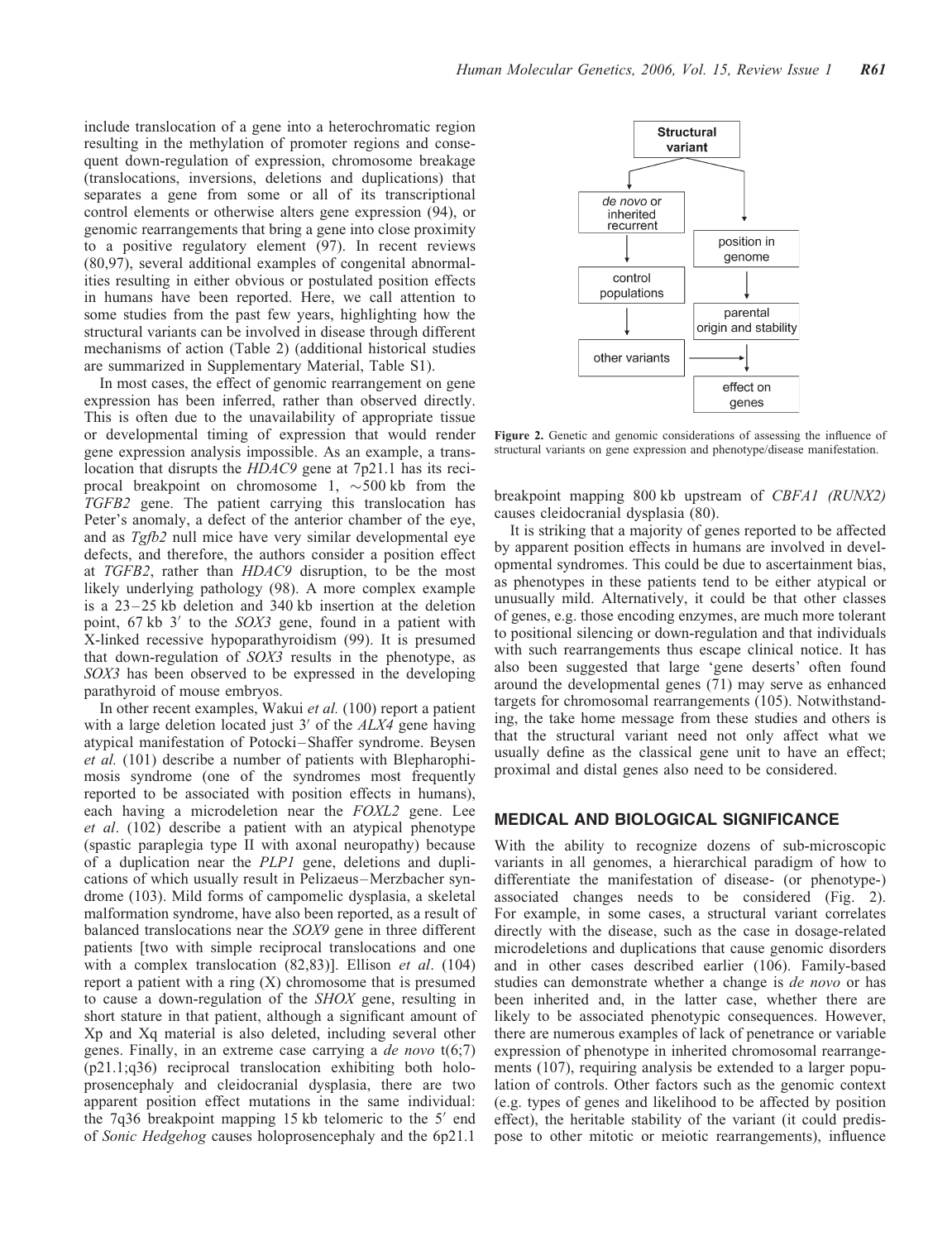include translocation of a gene into a heterochromatic region resulting in the methylation of promoter regions and consequent down-regulation of expression, chromosome breakage (translocations, inversions, deletions and duplications) that separates a gene from some or all of its transcriptional control elements or otherwise alters gene expression (94), or genomic rearrangements that bring a gene into close proximity to a positive regulatory element (97). In recent reviews (80,97), several additional examples of congenital abnormalities resulting in either obvious or postulated position effects in humans have been reported. Here, we call attention to some studies from the past few years, highlighting how the structural variants can be involved in disease through different mechanisms of action (Table 2) (additional historical studies are summarized in Supplementary Material, Table S1).

In most cases, the effect of genomic rearrangement on gene expression has been inferred, rather than observed directly. This is often due to the unavailability of appropriate tissue or developmental timing of expression that would render gene expression analysis impossible. As an example, a translocation that disrupts the *HDAC9* gene at 7p21.1 has its reciprocal breakpoint on chromosome 1, ~500 kb from the *TGFB2* gene. The patient carrying this translocation has Peter's anomaly, a defect of the anterior chamber of the eye, and as *Tgfb2* null mice have very similar developmental eye defects, and therefore, the authors consider a position effect at *TGFB2*, rather than *HDAC9* disruption, to be the most likely underlying pathology (98). A more complex example is a 23–25 kb deletion and 340 kb insertion at the deletion point, 67 kb 3′ to the *SOX3* gene, found in a patient with X-linked recessive hypoparathyroidism (99). It is presumed that down-regulation of *SOX3* results in the phenotype, as *SOX3* has been observed to be expressed in the developing parathyroid of mouse embryos.

In other recent examples, Wakui *et al.* (100) report a patient with a large deletion located just 3′ of the *ALX4* gene having atypical manifestation of Potocki–Shaffer syndrome. Beysen *et al.* (101) describe a number of patients with Blepharophimosis syndrome (one of the syndromes most frequently reported to be associated with position effects in humans), each having a microdeletion near the *FOXL2* gene. Lee *et al*. (102) describe a patient with an atypical phenotype (spastic paraplegia type II with axonal neuropathy) because of a duplication near the *PLP1* gene, deletions and duplications of which usually result in Pelizaeus–Merzbacher syndrome (103). Mild forms of campomelic dysplasia, a skeletal malformation syndrome, have also been reported, as a result of balanced translocations near the *SOX9* gene in three different patients [two with simple reciprocal translocations and one with a complex translocation (82,83)]. Ellison *et al*. (104) report a patient with a ring (X) chromosome that is presumed to cause a down-regulation of the *SHOX* gene, resulting in short stature in that patient, although a significant amount of Xp and Xq material is also deleted, including several other genes. Finally, in an extreme case carrying a *de novo* t(6;7)(p21.1;q36) reciprocal translocation exhibiting both holoprosencephaly and cleidocranial dysplasia, there are two apparent position effect mutations in the same individual: the 7q36 breakpoint mapping 15 kb telomeric to the 5′ end of *Sonic Hedgehog* causes holoprosencephaly and the 6p21.1 breakpoint mapping 800 kb upstream of *CBFA1 (RUNX2)* causes cleidocranial dysplasia (80).

```
Structural variant
 ├─> de novo or inherited recurrent
 │     └─> control populations
 │           └─> other variants ──┐
 └─> position in genome           │
       └─> parental origin and stability
             └─> effect on genes <┘
```

**Figure 2.** Genetic and genomic considerations of assessing the influence of structural variants on gene expression and phenotype/disease manifestation.

It is striking that a majority of genes reported to be affected by apparent position effects in humans are involved in developmental syndromes. This could be due to ascertainment bias, as phenotypes in these patients tend to be either atypical or unusually mild. Alternatively, it could be that other classes of genes, e.g. those encoding enzymes, are much more tolerant to positional silencing or down-regulation and that individuals with such rearrangements thus escape clinical notice. It has also been suggested that large 'gene deserts' often found around the developmental genes (71) may serve as enhanced targets for chromosomal rearrangements (105). Notwithstanding, the take home message from these studies and others is that the structural variant need not only affect what we usually define as the classical gene unit to have an effect; proximal and distal genes also need to be considered.

## MEDICAL AND BIOLOGICAL SIGNIFICANCE

With the ability to recognize dozens of sub-microscopic variants in all genomes, a hierarchical paradigm of how to differentiate the manifestation of disease- (or phenotype-) associated changes needs to be considered (Fig. 2). For example, in some cases, a structural variant correlates directly with the disease, such as the case in dosage-related microdeletions and duplications that cause genomic disorders and in other cases described earlier (106). Family-based studies can demonstrate whether a change is *de novo* or has been inherited and, in the latter case, whether there are likely to be associated phenotypic consequences. However, there are numerous examples of lack of penetrance or variable expression of phenotype in inherited chromosomal rearrangements (107), requiring analysis be extended to a larger population of controls. Other factors such as the genomic context (e.g. types of genes and likelihood to be affected by position effect), the heritable stability of the variant (it could predispose to other mitotic or meiotic rearrangements), influence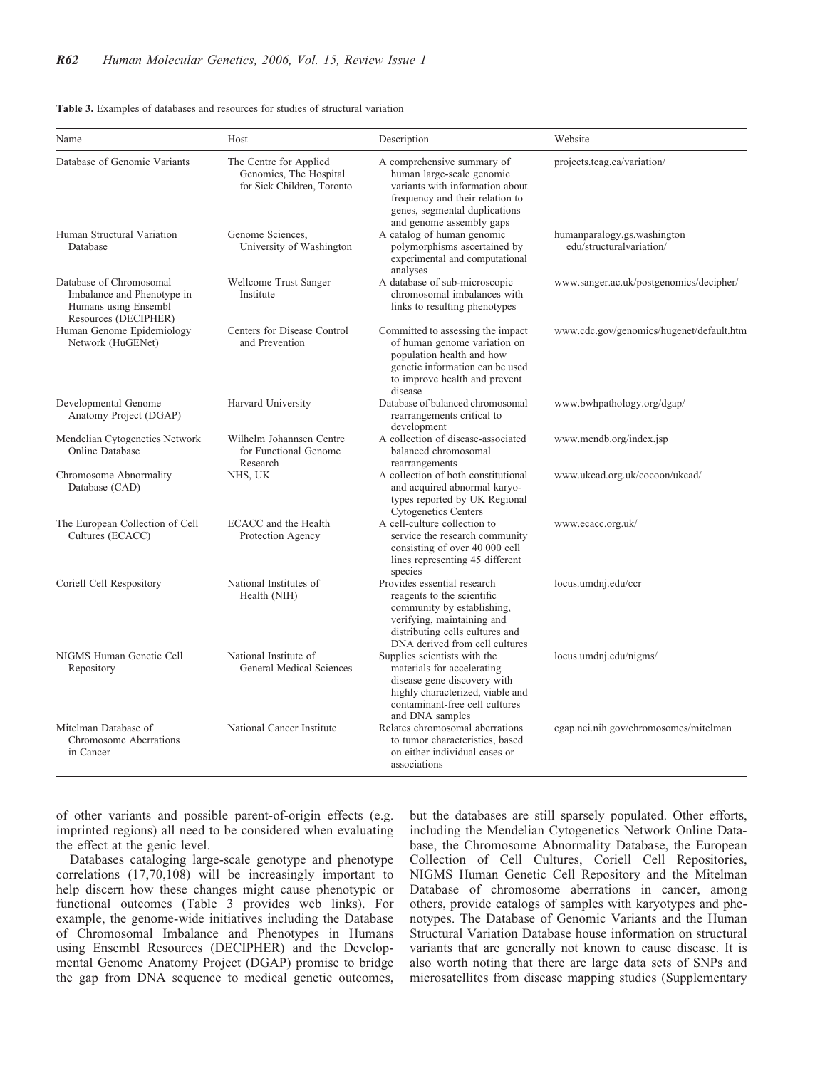**Table 3.** Examples of databases and resources for studies of structural variation

| Name | Host | Description | Website |
|---|---|---|---|
| Database of Genomic Variants | The Centre for Applied Genomics, The Hospital for Sick Children, Toronto | A comprehensive summary of human large-scale genomic variants with information about frequency and their relation to genes, segmental duplications and genome assembly gaps | projects.tcag.ca/variation/ |
| Human Structural Variation Database | Genome Sciences, University of Washington | A catalog of human genomic polymorphisms ascertained by experimental and computational analyses | humanparalogy.gs.washington edu/structuralvariation/ |
| Database of Chromosomal Imbalance and Phenotype in Humans using Ensembl Resources (DECIPHER) | Wellcome Trust Sanger Institute | A database of sub-microscopic chromosomal imbalances with links to resulting phenotypes | www.sanger.ac.uk/postgenomics/decipher/ |
| Human Genome Epidemiology Network (HuGENet) | Centers for Disease Control and Prevention | Committed to assessing the impact of human genome variation on population health and how genetic information can be used to improve health and prevent disease | www.cdc.gov/genomics/hugenet/default.htm |
| Developmental Genome Anatomy Project (DGAP) | Harvard University | Database of balanced chromosomal rearrangements critical to development | www.bwhpathology.org/dgap/ |
| Mendelian Cytogenetics Network Online Database | Wilhelm Johannsen Centre for Functional Genome Research | A collection of disease-associated balanced chromosomal rearrangements | www.mcndb.org/index.jsp |
| Chromosome Abnormality Database (CAD) | NHS, UK | A collection of both constitutional and acquired abnormal karyotypes reported by UK Regional Cytogenetics Centers | www.ukcad.org.uk/cocoon/ukcad/ |
| The European Collection of Cell Cultures (ECACC) | ECACC and the Health Protection Agency | A cell-culture collection to service the research community consisting of over 40 000 cell lines representing 45 different species | www.ecacc.org.uk/ |
| Coriell Cell Respository | National Institutes of Health (NIH) | Provides essential research reagents to the scientific community by establishing, verifying, maintaining and distributing cells cultures and DNA derived from cell cultures | locus.umdnj.edu/ccr |
| NIGMS Human Genetic Cell Repository | National Institute of General Medical Sciences | Supplies scientists with the materials for accelerating disease gene discovery with highly characterized, viable and contaminant-free cell cultures and DNA samples | locus.umdnj.edu/nigms/ |
| Mitelman Database of Chromosome Aberrations in Cancer | National Cancer Institute | Relates chromosomal aberrations to tumor characteristics, based on either individual cases or associations | cgap.nci.nih.gov/chromosomes/mitelman |

of other variants and possible parent-of-origin effects (e.g. imprinted regions) all need to be considered when evaluating the effect at the genic level.

Databases cataloging large-scale genotype and phenotype correlations (17,70,108) will be increasingly important to help discern how these changes might cause phenotypic or functional outcomes (Table 3 provides web links). For example, the genome-wide initiatives including the Database of Chromosomal Imbalance and Phenotypes in Humans using Ensembl Resources (DECIPHER) and the Developmental Genome Anatomy Project (DGAP) promise to bridge the gap from DNA sequence to medical genetic outcomes, but the databases are still sparsely populated. Other efforts, including the Mendelian Cytogenetics Network Online Database, the Chromosome Abnormality Database, the European Collection of Cell Cultures, Coriell Cell Repositories, NIGMS Human Genetic Cell Repository and the Mitelman Database of chromosome aberrations in cancer, among others, provide catalogs of samples with karyotypes and phenotypes. The Database of Genomic Variants and the Human Structural Variation Database house information on structural variants that are generally not known to cause disease. It is also worth noting that there are large data sets of SNPs and microsatellites from disease mapping studies (Supplementary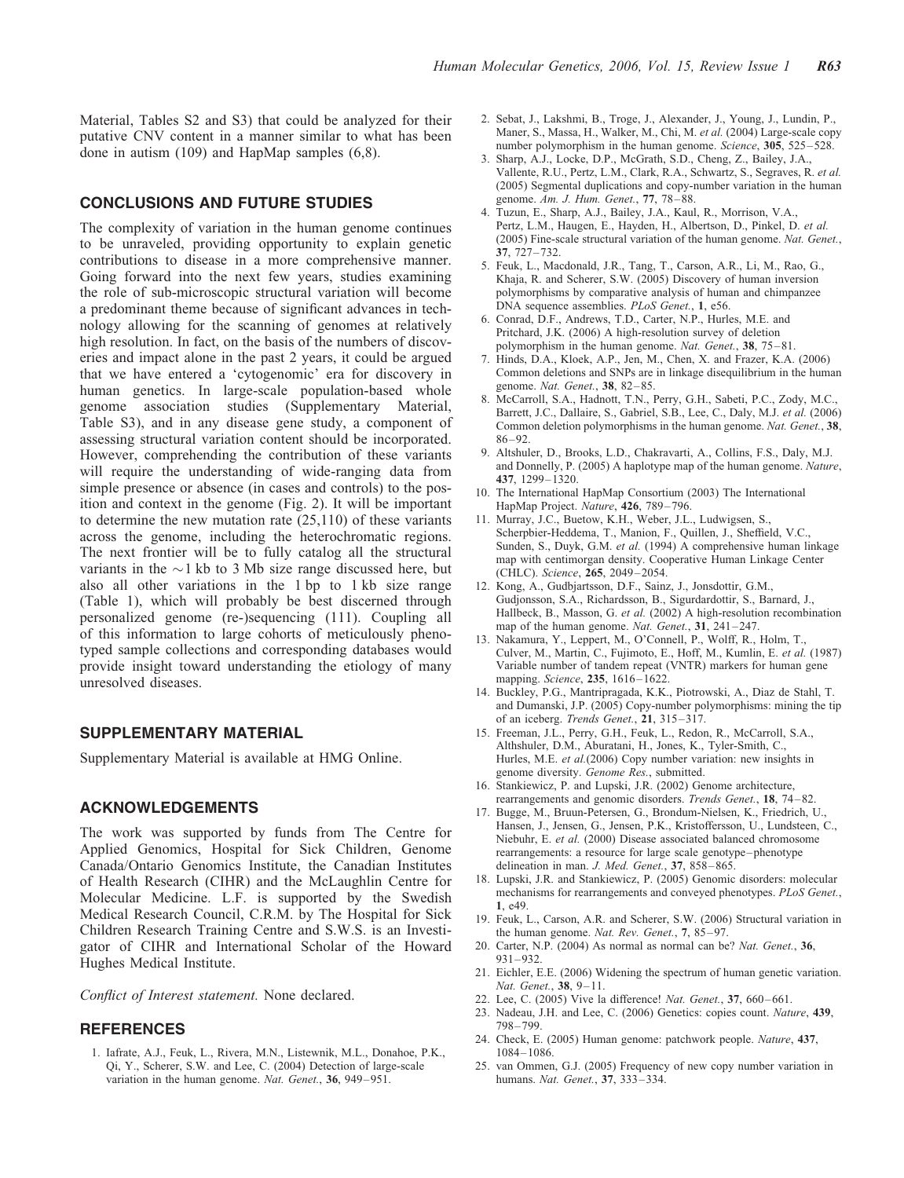Material, Tables S2 and S3) that could be analyzed for their putative CNV content in a manner similar to what has been done in autism (109) and HapMap samples (6,8).

## CONCLUSIONS AND FUTURE STUDIES

The complexity of variation in the human genome continues to be unraveled, providing opportunity to explain genetic contributions to disease in a more comprehensive manner. Going forward into the next few years, studies examining the role of sub-microscopic structural variation will become a predominant theme because of significant advances in technology allowing for the scanning of genomes at relatively high resolution. In fact, on the basis of the numbers of discoveries and impact alone in the past 2 years, it could be argued that we have entered a 'cytogenomic' era for discovery in human genetics. In large-scale population-based whole genome association studies (Supplementary Material, Table S3), and in any disease gene study, a component of assessing structural variation content should be incorporated. However, comprehending the contribution of these variants will require the understanding of wide-ranging data from simple presence or absence (in cases and controls) to the position and context in the genome (Fig. 2). It will be important to determine the new mutation rate (25,110) of these variants across the genome, including the heterochromatic regions. The next frontier will be to fully catalog all the structural variants in the ~1 kb to 3 Mb size range discussed here, but also all other variations in the 1 bp to 1 kb size range (Table 1), which will probably be best discerned through personalized genome (re-)sequencing (111). Coupling all of this information to large cohorts of meticulously phenotyped sample collections and corresponding databases would provide insight toward understanding the etiology of many unresolved diseases.

## SUPPLEMENTARY MATERIAL

Supplementary Material is available at HMG Online.

## ACKNOWLEDGEMENTS

The work was supported by funds from The Centre for Applied Genomics, Hospital for Sick Children, Genome Canada/Ontario Genomics Institute, the Canadian Institutes of Health Research (CIHR) and the McLaughlin Centre for Molecular Medicine. L.F. is supported by the Swedish Medical Research Council, C.R.M. by The Hospital for Sick Children Research Training Centre and S.W.S. is an Investigator of CIHR and International Scholar of the Howard Hughes Medical Institute.

*Conflict of Interest statement.* None declared.

## REFERENCES

1. Iafrate, A.J., Feuk, L., Rivera, M.N., Listewnik, M.L., Donahoe, P.K., Qi, Y., Scherer, S.W. and Lee, C. (2004) Detection of large-scale variation in the human genome. *Nat. Genet.*, **36**, 949–951.
2. Sebat, J., Lakshmi, B., Troge, J., Alexander, J., Young, J., Lundin, P., Maner, S., Massa, H., Walker, M., Chi, M. *et al.* (2004) Large-scale copy number polymorphism in the human genome. *Science*, **305**, 525–528.
3. Sharp, A.J., Locke, D.P., McGrath, S.D., Cheng, Z., Bailey, J.A., Vallente, R.U., Pertz, L.M., Clark, R.A., Schwartz, S., Segraves, R. *et al.* (2005) Segmental duplications and copy-number variation in the human genome. *Am. J. Hum. Genet.*, **77**, 78–88.
4. Tuzun, E., Sharp, A.J., Bailey, J.A., Kaul, R., Morrison, V.A., Pertz, L.M., Haugen, E., Hayden, H., Albertson, D., Pinkel, D. *et al.* (2005) Fine-scale structural variation of the human genome. *Nat. Genet.*, **37**, 727–732.
5. Feuk, L., Macdonald, J.R., Tang, T., Carson, A.R., Li, M., Rao, G., Khaja, R. and Scherer, S.W. (2005) Discovery of human inversion polymorphisms by comparative analysis of human and chimpanzee DNA sequence assemblies. *PLoS Genet.*, **1**, e56.
6. Conrad, D.F., Andrews, T.D., Carter, N.P., Hurles, M.E. and Pritchard, J.K. (2006) A high-resolution survey of deletion polymorphism in the human genome. *Nat. Genet.*, **38**, 75–81.
7. Hinds, D.A., Kloek, A.P., Jen, M., Chen, X. and Frazer, K.A. (2006) Common deletions and SNPs are in linkage disequilibrium in the human genome. *Nat. Genet.*, **38**, 82–85.
8. McCarroll, S.A., Hadnott, T.N., Perry, G.H., Sabeti, P.C., Zody, M.C., Barrett, J.C., Dallaire, S., Gabriel, S.B., Lee, C., Daly, M.J. *et al.* (2006) Common deletion polymorphisms in the human genome. *Nat. Genet.*, **38**, 86–92.
9. Altshuler, D., Brooks, L.D., Chakravarti, A., Collins, F.S., Daly, M.J. and Donnelly, P. (2005) A haplotype map of the human genome. *Nature*, **437**, 1299–1320.
10. The International HapMap Consortium (2003) The International HapMap Project. *Nature*, **426**, 789–796.
11. Murray, J.C., Buetow, K.H., Weber, J.L., Ludwigsen, S., Scherpbier-Heddema, T., Manion, F., Quillen, J., Sheffield, V.C., Sunden, S., Duyk, G.M. *et al.* (1994) A comprehensive human linkage map with centimorgan density. Cooperative Human Linkage Center (CHLC). *Science*, **265**, 2049–2054.
12. Kong, A., Gudbjartsson, D.F., Sainz, J., Jonsdottir, G.M., Gudjonsson, S.A., Richardsson, B., Sigurdardottir, S., Barnard, J., Hallbeck, B., Masson, G. *et al.* (2002) A high-resolution recombination map of the human genome. *Nat. Genet.*, **31**, 241–247.
13. Nakamura, Y., Leppert, M., O'Connell, P., Wolff, R., Holm, T., Culver, M., Martin, C., Fujimoto, E., Hoff, M., Kumlin, E. *et al.* (1987) Variable number of tandem repeat (VNTR) markers for human gene mapping. *Science*, **235**, 1616–1622.
14. Buckley, P.G., Mantripragada, K.K., Piotrowski, A., Diaz de Stahl, T. and Dumanski, J.P. (2005) Copy-number polymorphisms: mining the tip of an iceberg. *Trends Genet.*, **21**, 315–317.
15. Freeman, J.L., Perry, G.H., Feuk, L., Redon, R., McCarroll, S.A., Althshuler, D.M., Aburatani, H., Jones, K., Tyler-Smith, C., Hurles, M.E. *et al.*(2006) Copy number variation: new insights in genome diversity. *Genome Res.*, submitted.
16. Stankiewicz, P. and Lupski, J.R. (2002) Genome architecture, rearrangements and genomic disorders. *Trends Genet.*, **18**, 74–82.
17. Bugge, M., Bruun-Petersen, G., Brondum-Nielsen, K., Friedrich, U., Hansen, J., Jensen, G., Jensen, P.K., Kristoffersson, U., Lundsteen, C., Niebuhr, E. *et al.* (2000) Disease associated balanced chromosome rearrangements: a resource for large scale genotype–phenotype delineation in man. *J. Med. Genet.*, **37**, 858–865.
18. Lupski, J.R. and Stankiewicz, P. (2005) Genomic disorders: molecular mechanisms for rearrangements and conveyed phenotypes. *PLoS Genet.*, **1**, e49.
19. Feuk, L., Carson, A.R. and Scherer, S.W. (2006) Structural variation in the human genome. *Nat. Rev. Genet.*, **7**, 85–97.
20. Carter, N.P. (2004) As normal as normal can be? *Nat. Genet.*, **36**, 931–932.
21. Eichler, E.E. (2006) Widening the spectrum of human genetic variation. *Nat. Genet.*, **38**, 9–11.
22. Lee, C. (2005) Vive la difference! *Nat. Genet.*, **37**, 660–661.
23. Nadeau, J.H. and Lee, C. (2006) Genetics: copies count. *Nature*, **439**, 798–799.
24. Check, E. (2005) Human genome: patchwork people. *Nature*, **437**, 1084–1086.
25. van Ommen, G.J. (2005) Frequency of new copy number variation in humans. *Nat. Genet.*, **37**, 333–334.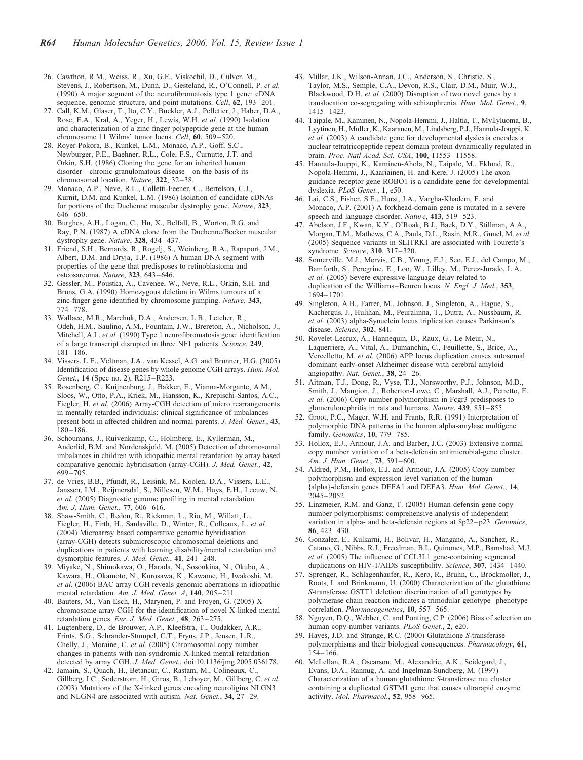26. Cawthon, R.M., Weiss, R., Xu, G.F., Viskochil, D., Culver, M., Stevens, J., Robertson, M., Dunn, D., Gesteland, R., O'Connell, P. *et al.* (1990) A major segment of the neurofibromatosis type 1 gene: cDNA sequence, genomic structure, and point mutations. *Cell*, **62**, 193–201.
27. Call, K.M., Glaser, T., Ito, C.Y., Buckler, A.J., Pelletier, J., Haber, D.A., Rose, E.A., Kral, A., Yeger, H., Lewis, W.H. *et al.* (1990) Isolation and characterization of a zinc finger polypeptide gene at the human chromosome 11 Wilms' tumor locus. *Cell*, **60**, 509–520.
28. Royer-Pokora, B., Kunkel, L.M., Monaco, A.P., Goff, S.C., Newburger, P.E., Baehner, R.L., Cole, F.S., Curnutte, J.T. and Orkin, S.H. (1986) Cloning the gene for an inherited human disorder—chronic granulomatous disease—on the basis of its chromosomal location. *Nature*, **322**, 32–38.
29. Monaco, A.P., Neve, R.L., Colletti-Feener, C., Bertelson, C.J., Kurnit, D.M. and Kunkel, L.M. (1986) Isolation of candidate cDNAs for portions of the Duchenne muscular dystrophy gene. *Nature*, **323**, 646–650.
30. Burghes, A.H., Logan, C., Hu, X., Belfall, B., Worton, R.G. and Ray, P.N. (1987) A cDNA clone from the Duchenne/Becker muscular dystrophy gene. *Nature*, **328**, 434–437.
31. Friend, S.H., Bernards, R., Rogelj, S., Weinberg, R.A., Rapaport, J.M., Albert, D.M. and Dryja, T.P. (1986) A human DNA segment with properties of the gene that predisposes to retinoblastoma and osteosarcoma. *Nature*, **323**, 643–646.
32. Gessler, M., Poustka, A., Cavenee, W., Neve, R.L., Orkin, S.H. and Bruns, G.A. (1990) Homozygous deletion in Wilms tumours of a zinc-finger gene identified by chromosome jumping. *Nature*, **343**, 774–778.
33. Wallace, M.R., Marchuk, D.A., Andersen, L.B., Letcher, R., Odeh, H.M., Saulino, A.M., Fountain, J.W., Brereton, A., Nicholson, J., Mitchell, A.L. *et al.* (1990) Type 1 neurofibromatosis gene: identification of a large transcript disrupted in three NF1 patients. *Science*, **249**, 181–186.
34. Vissers, L.E., Veltman, J.A., van Kessel, A.G. and Brunner, H.G. (2005) Identification of disease genes by whole genome CGH arrays. *Hum. Mol. Genet.*, **14** (Spec no. 2), R215–R223.
35. Rosenberg, C., Knijnenburg, J., Bakker, E., Vianna-Morgante, A.M., Sloos, W., Otto, P.A., Kriek, M., Hansson, K., Krepischi-Santos, A.C., Fiegler, H. *et al.* (2006) Array-CGH detection of micro rearrangements in mentally retarded individuals: clinical significance of imbalances present both in affected children and normal parents. *J. Med. Genet.*, **43**, 180–186.
36. Schoumans, J., Ruivenkamp, C., Holmberg, E., Kyllerman, M., Anderlid, B.M. and Nordenskjold, M. (2005) Detection of chromosomal imbalances in children with idiopathic mental retardation by array based comparative genomic hybridisation (array-CGH). *J. Med. Genet.*, **42**, 699–705.
37. de Vries, B.B., Pfundt, R., Leisink, M., Koolen, D.A., Vissers, L.E., Janssen, I.M., Reijmersdal, S., Nillesen, W.M., Huys, E.H., Leeuw, N. *et al.* (2005) Diagnostic genome profiling in mental retardation. *Am. J. Hum. Genet.*, **77**, 606–616.
38. Shaw-Smith, C., Redon, R., Rickman, L., Rio, M., Willatt, L., Fiegler, H., Firth, H., Sanlaville, D., Winter, R., Colleaux, L. *et al.* (2004) Microarray based comparative genomic hybridisation (array-CGH) detects submicroscopic chromosomal deletions and duplications in patients with learning disability/mental retardation and dysmorphic features. *J. Med. Genet.*, **41**, 241–248.
39. Miyake, N., Shimokawa, O., Harada, N., Sosonkina, N., Okubo, A., Kawara, H., Okamoto, N., Kurosawa, K., Kawame, H., Iwakoshi, M. *et al.* (2006) BAC array CGH reveals genomic aberrations in idiopathic mental retardation. *Am. J. Med. Genet. A*, **140**, 205–211.
40. Bauters, M., Van Esch, H., Marynen, P. and Froyen, G. (2005) X chromosome array-CGH for the identification of novel X-linked mental retardation genes. *Eur. J. Med. Genet.*, **48**, 263–275.
41. Lugtenberg, D., de Brouwer, A.P., Kleefstra, T., Oudakker, A.R., Frints, S.G., Schrander-Stumpel, C.T., Fryns, J.P., Jensen, L.R., Chelly, J., Moraine, C. *et al.* (2005) Chromosomal copy number changes in patients with non-syndromic X-linked mental retardation detected by array CGH. *J. Med. Genet.*, doi:10.1136/jmg.2005.036178.
42. Jamain, S., Quach, H., Betancur, C., Rastam, M., Colineaux, C., Gillberg, I.C., Soderstrom, H., Giros, B., Leboyer, M., Gillberg, C. *et al.* (2003) Mutations of the X-linked genes encoding neuroligins NLGN3 and NLGN4 are associated with autism. *Nat. Genet.*, **34**, 27–29.
43. Millar, J.K., Wilson-Annan, J.C., Anderson, S., Christie, S., Taylor, M.S., Semple, C.A., Devon, R.S., Clair, D.M., Muir, W.J., Blackwood, D.H. *et al.* (2000) Disruption of two novel genes by a translocation co-segregating with schizophrenia. *Hum. Mol. Genet.*, **9**, 1415–1423.
44. Taipale, M., Kaminen, N., Nopola-Hemmi, J., Haltia, T., Myllyluoma, B., Lyytinen, H., Muller, K., Kaaranen, M., Lindsberg, P.J., Hannula-Jouppi, K. *et al.* (2003) A candidate gene for developmental dyslexia encodes a nuclear tetratricopeptide repeat domain protein dynamically regulated in brain. *Proc. Natl Acad. Sci. USA*, **100**, 11553–11558.
45. Hannula-Jouppi, K., Kaminen-Ahola, N., Taipale, M., Eklund, R., Nopola-Hemmi, J., Kaariainen, H. and Kere, J. (2005) The axon guidance receptor gene ROBO1 is a candidate gene for developmental dyslexia. *PLoS Genet.*, **1**, e50.
46. Lai, C.S., Fisher, S.E., Hurst, J.A., Vargha-Khadem, F. and Monaco, A.P. (2001) A forkhead-domain gene is mutated in a severe speech and language disorder. *Nature*, **413**, 519–523.
47. Abelson, J.F., Kwan, K.Y., O'Roak, B.J., Baek, D.Y., Stillman, A.A., Morgan, T.M., Mathews, C.A., Pauls, D.L., Rasin, M.R., Gunel, M. *et al.* (2005) Sequence variants in SLITRK1 are associated with Tourette's syndrome. *Science*, **310**, 317–320.
48. Somerville, M.J., Mervis, C.B., Young, E.J., Seo, E.J., del Campo, M., Bamforth, S., Peregrine, E., Loo, W., Lilley, M., Perez-Jurado, L.A. *et al.* (2005) Severe expressive-language delay related to duplication of the Williams–Beuren locus. *N. Engl. J. Med.*, **353**, 1694–1701.
49. Singleton, A.B., Farrer, M., Johnson, J., Singleton, A., Hague, S., Kachergus, J., Hulihan, M., Peuralinna, T., Dutra, A., Nussbaum, R. *et al.* (2003) alpha-Synuclein locus triplication causes Parkinson's disease. *Science*, **302**, 841.
50. Rovelet-Lecrux, A., Hannequin, D., Raux, G., Le Meur, N., Laquerriere, A., Vital, A., Dumanchin, C., Feuillette, S., Brice, A., Vercelletto, M. *et al.* (2006) APP locus duplication causes autosomal dominant early-onset Alzheimer disease with cerebral amyloid angiopathy. *Nat. Genet.*, **38**, 24–26.
51. Aitman, T.J., Dong, R., Vyse, T.J., Norsworthy, P.J., Johnson, M.D., Smith, J., Mangion, J., Roberton-Lowe, C., Marshall, A.J., Petretto, E. *et al.* (2006) Copy number polymorphism in Fcgr3 predisposes to glomerulonephritis in rats and humans. *Nature*, **439**, 851–855.
52. Groot, P.C., Mager, W.H. and Frants, R.R. (1991) Interpretation of polymorphic DNA patterns in the human alpha-amylase multigene family. *Genomics*, **10**, 779–785.
53. Hollox, E.J., Armour, J.A. and Barber, J.C. (2003) Extensive normal copy number variation of a beta-defensin antimicrobial-gene cluster. *Am. J. Hum. Genet.*, **73**, 591–600.
54. Aldred, P.M., Hollox, E.J. and Armour, J.A. (2005) Copy number polymorphism and expression level variation of the human {alpha}-defensin genes DEFA1 and DEFA3. *Hum. Mol. Genet.*, **14**, 2045–2052.
55. Linzmeier, R.M. and Ganz, T. (2005) Human defensin gene copy number polymorphisms: comprehensive analysis of independent variation in alpha- and beta-defensin regions at 8p22–p23. *Genomics*, **86**, 423–430.
56. Gonzalez, E., Kulkarni, H., Bolivar, H., Mangano, A., Sanchez, R., Catano, G., Nibbs, R.J., Freedman, B.I., Quinones, M.P., Bamshad, M.J. *et al.* (2005) The influence of CCL3L1 gene-containing segmental duplications on HIV-1/AIDS susceptibility. *Science*, **307**, 1434–1440.
57. Sprenger, R., Schlagenhaufer, R., Kerb, R., Bruhn, C., Brockmoller, J., Roots, I. and Brinkmann, U. (2000) Characterization of the glutathione *S*-transferase GSTT1 deletion: discrimination of all genotypes by polymerase chain reaction indicates a trimodular genotype–phenotype correlation. *Pharmacogenetics*, **10**, 557–565.
58. Nguyen, D.Q., Webber, C. and Ponting, C.P. (2006) Bias of selection on human copy-number variants. *PLoS Genet.*, **2**, e20.
59. Hayes, J.D. and Strange, R.C. (2000) Glutathione *S*-transferase polymorphisms and their biological consequences. *Pharmacology*, **61**, 154–166.
60. McLellan, R.A., Oscarson, M., Alexandrie, A.K., Seidegard, J., Evans, D.A., Rannug, A. and Ingelman-Sundberg, M. (1997) Characterization of a human glutathione *S*-transferase mu cluster containing a duplicated GSTM1 gene that causes ultrarapid enzyme activity. *Mol. Pharmacol.*, **52**, 958–965.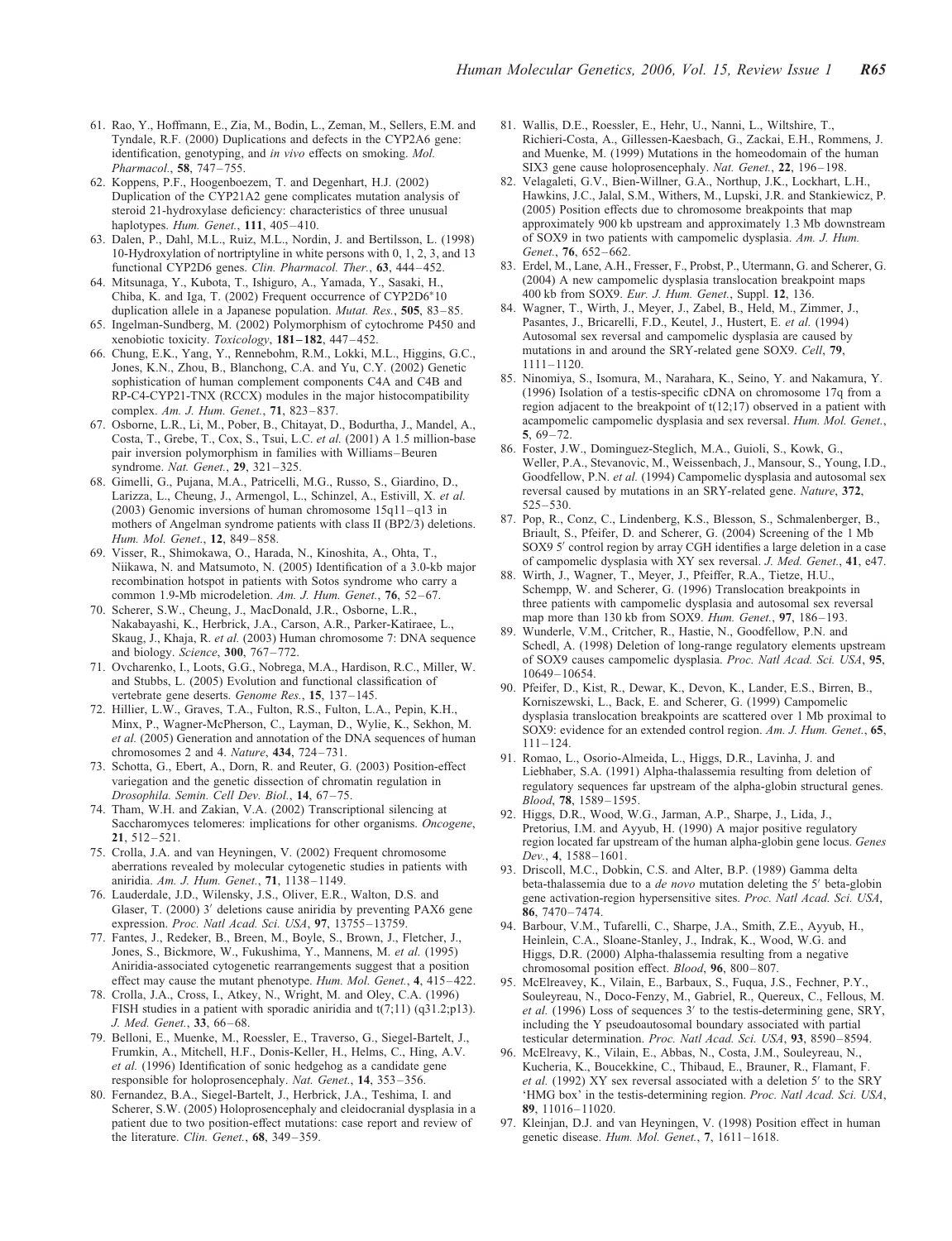61. Rao, Y., Hoffmann, E., Zia, M., Bodin, L., Zeman, M., Sellers, E.M. and Tyndale, R.F. (2000) Duplications and defects in the CYP2A6 gene: identification, genotyping, and *in vivo* effects on smoking. *Mol. Pharmacol.*, **58**, 747–755.
62. Koppens, P.F., Hoogenboezem, T. and Degenhart, H.J. (2002) Duplication of the CYP21A2 gene complicates mutation analysis of steroid 21-hydroxylase deficiency: characteristics of three unusual haplotypes. *Hum. Genet.*, **111**, 405–410.
63. Dalen, P., Dahl, M.L., Ruiz, M.L., Nordin, J. and Bertilsson, L. (1998) 10-Hydroxylation of nortriptyline in white persons with 0, 1, 2, 3, and 13 functional CYP2D6 genes. *Clin. Pharmacol. Ther.*, **63**, 444–452.
64. Mitsunaga, Y., Kubota, T., Ishiguro, A., Yamada, Y., Sasaki, H., Chiba, K. and Iga, T. (2002) Frequent occurrence of CYP2D6*10 duplication allele in a Japanese population. *Mutat. Res.*, **505**, 83–85.
65. Ingelman-Sundberg, M. (2002) Polymorphism of cytochrome P450 and xenobiotic toxicity. *Toxicology*, **181–182**, 447–452.
66. Chung, E.K., Yang, Y., Rennebohm, R.M., Lokki, M.L., Higgins, G.C., Jones, K.N., Zhou, B., Blanchong, C.A. and Yu, C.Y. (2002) Genetic sophistication of human complement components C4A and C4B and RP-C4-CYP21-TNX (RCCX) modules in the major histocompatibility complex. *Am. J. Hum. Genet.*, **71**, 823–837.
67. Osborne, L.R., Li, M., Pober, B., Chitayat, D., Bodurtha, J., Mandel, A., Costa, T., Grebe, T., Cox, S., Tsui, L.C. *et al.* (2001) A 1.5 million-base pair inversion polymorphism in families with Williams–Beuren syndrome. *Nat. Genet.*, **29**, 321–325.
68. Gimelli, G., Pujana, M.A., Patricelli, M.G., Russo, S., Giardino, D., Larizza, L., Cheung, J., Armengol, L., Schinzel, A., Estivill, X. *et al.* (2003) Genomic inversions of human chromosome 15q11–q13 in mothers of Angelman syndrome patients with class II (BP2/3) deletions. *Hum. Mol. Genet.*, **12**, 849–858.
69. Visser, R., Shimokawa, O., Harada, N., Kinoshita, A., Ohta, T., Niikawa, N. and Matsumoto, N. (2005) Identification of a 3.0-kb major recombination hotspot in patients with Sotos syndrome who carry a common 1.9-Mb microdeletion. *Am. J. Hum. Genet.*, **76**, 52–67.
70. Scherer, S.W., Cheung, J., MacDonald, J.R., Osborne, L.R., Nakabayashi, K., Herbrick, J.A., Carson, A.R., Parker-Katiraee, L., Skaug, J., Khaja, R. *et al.* (2003) Human chromosome 7: DNA sequence and biology. *Science*, **300**, 767–772.
71. Ovcharenko, I., Loots, G.G., Nobrega, M.A., Hardison, R.C., Miller, W. and Stubbs, L. (2005) Evolution and functional classification of vertebrate gene deserts. *Genome Res.*, **15**, 137–145.
72. Hillier, L.W., Graves, T.A., Fulton, R.S., Fulton, L.A., Pepin, K.H., Minx, P., Wagner-McPherson, C., Layman, D., Wylie, K., Sekhon, M. *et al.* (2005) Generation and annotation of the DNA sequences of human chromosomes 2 and 4. *Nature*, **434**, 724–731.
73. Schotta, G., Ebert, A., Dorn, R. and Reuter, G. (2003) Position-effect variegation and the genetic dissection of chromatin regulation in *Drosophila*. *Semin. Cell Dev. Biol.*, **14**, 67–75.
74. Tham, W.H. and Zakian, V.A. (2002) Transcriptional silencing at Saccharomyces telomeres: implications for other organisms. *Oncogene*, **21**, 512–521.
75. Crolla, J.A. and van Heyningen, V. (2002) Frequent chromosome aberrations revealed by molecular cytogenetic studies in patients with aniridia. *Am. J. Hum. Genet.*, **71**, 1138–1149.
76. Lauderdale, J.D., Wilensky, J.S., Oliver, E.R., Walton, D.S. and Glaser, T. (2000) 3′ deletions cause aniridia by preventing PAX6 gene expression. *Proc. Natl Acad. Sci. USA*, **97**, 13755–13759.
77. Fantes, J., Redeker, B., Breen, M., Boyle, S., Brown, J., Fletcher, J., Jones, S., Bickmore, W., Fukushima, Y., Mannens, M. *et al.* (1995) Aniridia-associated cytogenetic rearrangements suggest that a position effect may cause the mutant phenotype. *Hum. Mol. Genet.*, **4**, 415–422.
78. Crolla, J.A., Cross, I., Atkey, N., Wright, M. and Oley, C.A. (1996) FISH studies in a patient with sporadic aniridia and t(7;11) (q31.2;p13). *J. Med. Genet.*, **33**, 66–68.
79. Belloni, E., Muenke, M., Roessler, E., Traverso, G., Siegel-Bartelt, J., Frumkin, A., Mitchell, H.F., Donis-Keller, H., Helms, C., Hing, A.V. *et al.* (1996) Identification of sonic hedgehog as a candidate gene responsible for holoprosencephaly. *Nat. Genet.*, **14**, 353–356.
80. Fernandez, B.A., Siegel-Bartelt, J., Herbrick, J.A., Teshima, I. and Scherer, S.W. (2005) Holoprosencephaly and cleidocranial dysplasia in a patient due to two position-effect mutations: case report and review of the literature. *Clin. Genet.*, **68**, 349–359.
81. Wallis, D.E., Roessler, E., Hehr, U., Nanni, L., Wiltshire, T., Richieri-Costa, A., Gillessen-Kaesbach, G., Zackai, E.H., Rommens, J. and Muenke, M. (1999) Mutations in the homeodomain of the human SIX3 gene cause holoprosencephaly. *Nat. Genet.*, **22**, 196–198.
82. Velagaleti, G.V., Bien-Willner, G.A., Northup, J.K., Lockhart, L.H., Hawkins, J.C., Jalal, S.M., Withers, M., Lupski, J.R. and Stankiewicz, P. (2005) Position effects due to chromosome breakpoints that map approximately 900 kb upstream and approximately 1.3 Mb downstream of SOX9 in two patients with campomelic dysplasia. *Am. J. Hum. Genet.*, **76**, 652–662.
83. Erdel, M., Lane, A.H., Fresser, F., Probst, P., Utermann, G. and Scherer, G. (2004) A new campomelic dysplasia translocation breakpoint maps 400 kb from SOX9. *Eur. J. Hum. Genet.*, Suppl. **12**, 136.
84. Wagner, T., Wirth, J., Meyer, J., Zabel, B., Held, M., Zimmer, J., Pasantes, J., Bricarelli, F.D., Keutel, J., Hustert, E. *et al.* (1994) Autosomal sex reversal and campomelic dysplasia are caused by mutations in and around the SRY-related gene SOX9. *Cell*, **79**, 1111–1120.
85. Ninomiya, S., Isomura, M., Narahara, K., Seino, Y. and Nakamura, Y. (1996) Isolation of a testis-specific cDNA on chromosome 17q from a region adjacent to the breakpoint of t(12;17) observed in a patient with acampomelic campomelic dysplasia and sex reversal. *Hum. Mol. Genet.*, **5**, 69–72.
86. Foster, J.W., Dominguez-Steglich, M.A., Guioli, S., Kowk, G., Weller, P.A., Stevanovic, M., Weissenbach, J., Mansour, S., Young, I.D., Goodfellow, P.N. *et al.* (1994) Campomelic dysplasia and autosomal sex reversal caused by mutations in an SRY-related gene. *Nature*, **372**, 525–530.
87. Pop, R., Conz, C., Lindenberg, K.S., Blesson, S., Schmalenberger, B., Briault, S., Pfeifer, D. and Scherer, G. (2004) Screening of the 1 Mb SOX9 5′ control region by array CGH identifies a large deletion in a case of campomelic dysplasia with XY sex reversal. *J. Med. Genet.*, **41**, e47.
88. Wirth, J., Wagner, T., Meyer, J., Pfeiffer, R.A., Tietze, H.U., Schempp, W. and Scherer, G. (1996) Translocation breakpoints in three patients with campomelic dysplasia and autosomal sex reversal map more than 130 kb from SOX9. *Hum. Genet.*, **97**, 186–193.
89. Wunderle, V.M., Critcher, R., Hastie, N., Goodfellow, P.N. and Schedl, A. (1998) Deletion of long-range regulatory elements upstream of SOX9 causes campomelic dysplasia. *Proc. Natl Acad. Sci. USA*, **95**, 10649–10654.
90. Pfeifer, D., Kist, R., Dewar, K., Devon, K., Lander, E.S., Birren, B., Korniszewski, L., Back, E. and Scherer, G. (1999) Campomelic dysplasia translocation breakpoints are scattered over 1 Mb proximal to SOX9: evidence for an extended control region. *Am. J. Hum. Genet.*, **65**, 111–124.
91. Romao, L., Osorio-Almeida, L., Higgs, D.R., Lavinha, J. and Liebhaber, S.A. (1991) Alpha-thalassemia resulting from deletion of regulatory sequences far upstream of the alpha-globin structural genes. *Blood*, **78**, 1589–1595.
92. Higgs, D.R., Wood, W.G., Jarman, A.P., Sharpe, J., Lida, J., Pretorius, I.M. and Ayyub, H. (1990) A major positive regulatory region located far upstream of the human alpha-globin gene locus. *Genes Dev.*, **4**, 1588–1601.
93. Driscoll, M.C., Dobkin, C.S. and Alter, B.P. (1989) Gamma delta beta-thalassemia due to a *de novo* mutation deleting the 5′ beta-globin gene activation-region hypersensitive sites. *Proc. Natl Acad. Sci. USA*, **86**, 7470–7474.
94. Barbour, V.M., Tufarelli, C., Sharpe, J.A., Smith, Z.E., Ayyub, H., Heinlein, C.A., Sloane-Stanley, J., Indrak, K., Wood, W.G. and Higgs, D.R. (2000) Alpha-thalassemia resulting from a negative chromosomal position effect. *Blood*, **96**, 800–807.
95. McElreavey, K., Vilain, E., Barbaux, S., Fuqua, J.S., Fechner, P.Y., Souleyreau, N., Doco-Fenzy, M., Gabriel, R., Quereux, C., Fellous, M. *et al.* (1996) Loss of sequences 3′ to the testis-determining gene, SRY, including the Y pseudoautosomal boundary associated with partial testicular determination. *Proc. Natl Acad. Sci. USA*, **93**, 8590–8594.
96. McElreavy, K., Vilain, E., Abbas, N., Costa, J.M., Souleyreau, N., Kucheria, K., Boucekkine, C., Thibaud, E., Brauner, R., Flamant, F. *et al.* (1992) XY sex reversal associated with a deletion 5′ to the SRY 'HMG box' in the testis-determining region. *Proc. Natl Acad. Sci. USA*, **89**, 11016–11020.
97. Kleinjan, D.J. and van Heyningen, V. (1998) Position effect in human genetic disease. *Hum. Mol. Genet.*, **7**, 1611–1618.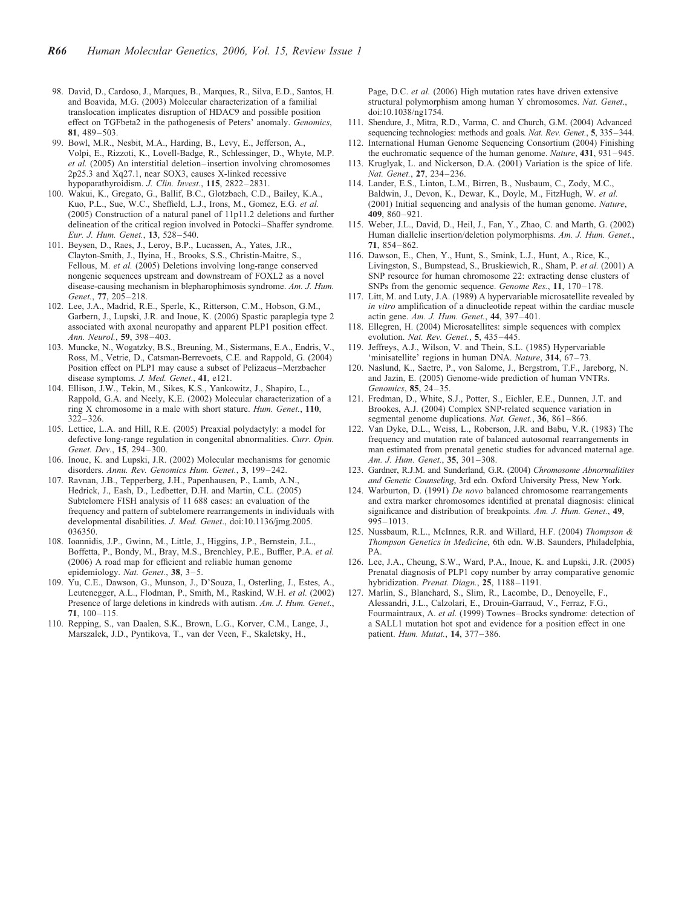98. David, D., Cardoso, J., Marques, B., Marques, R., Silva, E.D., Santos, H. and Boavida, M.G. (2003) Molecular characterization of a familial translocation implicates disruption of HDAC9 and possible position effect on TGFbeta2 in the pathogenesis of Peters' anomaly. *Genomics*, **81**, 489–503.
99. Bowl, M.R., Nesbit, M.A., Harding, B., Levy, E., Jefferson, A., Volpi, E., Rizzoti, K., Lovell-Badge, R., Schlessinger, D., Whyte, M.P. *et al.* (2005) An interstitial deletion–insertion involving chromosomes 2p25.3 and Xq27.1, near SOX3, causes X-linked recessive hypoparathyroidism. *J. Clin. Invest.*, **115**, 2822–2831.
100. Wakui, K., Gregato, G., Ballif, B.C., Glotzbach, C.D., Bailey, K.A., Kuo, P.L., Sue, W.C., Sheffield, L.J., Irons, M., Gomez, E.G. *et al.* (2005) Construction of a natural panel of 11p11.2 deletions and further delineation of the critical region involved in Potocki–Shaffer syndrome. *Eur. J. Hum. Genet.*, **13**, 528–540.
101. Beysen, D., Raes, J., Leroy, B.P., Lucassen, A., Yates, J.R., Clayton-Smith, J., Ilyina, H., Brooks, S.S., Christin-Maitre, S., Fellous, M. *et al.* (2005) Deletions involving long-range conserved nongenic sequences upstream and downstream of FOXL2 as a novel disease-causing mechanism in blepharophimosis syndrome. *Am. J. Hum. Genet.*, **77**, 205–218.
102. Lee, J.A., Madrid, R.E., Sperle, K., Ritterson, C.M., Hobson, G.M., Garbern, J., Lupski, J.R. and Inoue, K. (2006) Spastic paraplegia type 2 associated with axonal neuropathy and apparent PLP1 position effect. *Ann. Neurol.*, **59**, 398–403.
103. Muncke, N., Wogatzky, B.S., Breuning, M., Sistermans, E.A., Endris, V., Ross, M., Vetrie, D., Catsman-Berrevoets, C.E. and Rappold, G. (2004) Position effect on PLP1 may cause a subset of Pelizaeus–Merzbacher disease symptoms. *J. Med. Genet.*, **41**, e121.
104. Ellison, J.W., Tekin, M., Sikes, K.S., Yankowitz, J., Shapiro, L., Rappold, G.A. and Neely, K.E. (2002) Molecular characterization of a ring X chromosome in a male with short stature. *Hum. Genet.*, **110**, 322–326.
105. Lettice, L.A. and Hill, R.E. (2005) Preaxial polydactyly: a model for defective long-range regulation in congenital abnormalities. *Curr. Opin. Genet. Dev.*, **15**, 294–300.
106. Inoue, K. and Lupski, J.R. (2002) Molecular mechanisms for genomic disorders. *Annu. Rev. Genomics Hum. Genet.*, **3**, 199–242.
107. Ravnan, J.B., Tepperberg, J.H., Papenhausen, P., Lamb, A.N., Hedrick, J., Eash, D., Ledbetter, D.H. and Martin, C.L. (2005) Subtelomere FISH analysis of 11 688 cases: an evaluation of the frequency and pattern of subtelomere rearrangements in individuals with developmental disabilities. *J. Med. Genet.*, doi:10.1136/jmg.2005.036350.
108. Ioannidis, J.P., Gwinn, M., Little, J., Higgins, J.P., Bernstein, J.L., Boffetta, P., Bondy, M., Bray, M.S., Brenchley, P.E., Buffler, P.A. *et al.* (2006) A road map for efficient and reliable human genome epidemiology. *Nat. Genet.*, **38**, 3–5.
109. Yu, C.E., Dawson, G., Munson, J., D'Souza, I., Osterling, J., Estes, A., Leutenegger, A.L., Flodman, P., Smith, M., Raskind, W.H. *et al.* (2002) Presence of large deletions in kindreds with autism. *Am. J. Hum. Genet.*, **71**, 100–115.
110. Repping, S., van Daalen, S.K., Brown, L.G., Korver, C.M., Lange, J., Marszalek, J.D., Pyntikova, T., van der Veen, F., Skaletsky, H., Page, D.C. *et al.* (2006) High mutation rates have driven extensive structural polymorphism among human Y chromosomes. *Nat. Genet.*, doi:10.1038/ng1754.
111. Shendure, J., Mitra, R.D., Varma, C. and Church, G.M. (2004) Advanced sequencing technologies: methods and goals. *Nat. Rev. Genet.*, **5**, 335–344.
112. International Human Genome Sequencing Consortium (2004) Finishing the euchromatic sequence of the human genome. *Nature*, **431**, 931–945.
113. Kruglyak, L. and Nickerson, D.A. (2001) Variation is the spice of life. *Nat. Genet.*, **27**, 234–236.
114. Lander, E.S., Linton, L.M., Birren, B., Nusbaum, C., Zody, M.C., Baldwin, J., Devon, K., Dewar, K., Doyle, M., FitzHugh, W. *et al.* (2001) Initial sequencing and analysis of the human genome. *Nature*, **409**, 860–921.
115. Weber, J.L., David, D., Heil, J., Fan, Y., Zhao, C. and Marth, G. (2002) Human diallelic insertion/deletion polymorphisms. *Am. J. Hum. Genet.*, **71**, 854–862.
116. Dawson, E., Chen, Y., Hunt, S., Smink, L.J., Hunt, A., Rice, K., Livingston, S., Bumpstead, S., Bruskiewich, R., Sham, P. *et al.* (2001) A SNP resource for human chromosome 22: extracting dense clusters of SNPs from the genomic sequence. *Genome Res.*, **11**, 170–178.
117. Litt, M. and Luty, J.A. (1989) A hypervariable microsatellite revealed by *in vitro* amplification of a dinucleotide repeat within the cardiac muscle actin gene. *Am. J. Hum. Genet.*, **44**, 397–401.
118. Ellegren, H. (2004) Microsatellites: simple sequences with complex evolution. *Nat. Rev. Genet.*, **5**, 435–445.
119. Jeffreys, A.J., Wilson, V. and Thein, S.L. (1985) Hypervariable 'minisatellite' regions in human DNA. *Nature*, **314**, 67–73.
120. Naslund, K., Saetre, P., von Salome, J., Bergstrom, T.F., Jareborg, N. and Jazin, E. (2005) Genome-wide prediction of human VNTRs. *Genomics*, **85**, 24–35.
121. Fredman, D., White, S.J., Potter, S., Eichler, E.E., Dunnen, J.T. and Brookes, A.J. (2004) Complex SNP-related sequence variation in segmental genome duplications. *Nat. Genet.*, **36**, 861–866.
122. Van Dyke, D.L., Weiss, L., Roberson, J.R. and Babu, V.R. (1983) The frequency and mutation rate of balanced autosomal rearrangements in man estimated from prenatal genetic studies for advanced maternal age. *Am. J. Hum. Genet.*, **35**, 301–308.
123. Gardner, R.J.M. and Sunderland, G.R. (2004) *Chromosome Abnormalitites and Genetic Counseling*, 3rd edn. Oxford University Press, New York.
124. Warburton, D. (1991) *De novo* balanced chromosome rearrangements and extra marker chromosomes identified at prenatal diagnosis: clinical significance and distribution of breakpoints. *Am. J. Hum. Genet.*, **49**, 995–1013.
125. Nussbaum, R.L., McInnes, R.R. and Willard, H.F. (2004) *Thompson & Thompson Genetics in Medicine*, 6th edn. W.B. Saunders, Philadelphia, PA.
126. Lee, J.A., Cheung, S.W., Ward, P.A., Inoue, K. and Lupski, J.R. (2005) Prenatal diagnosis of PLP1 copy number by array comparative genomic hybridization. *Prenat. Diagn.*, **25**, 1188–1191.
127. Marlin, S., Blanchard, S., Slim, R., Lacombe, D., Denoyelle, F., Alessandri, J.L., Calzolari, E., Drouin-Garraud, V., Ferraz, F.G., Fourmaintraux, A. *et al.* (1999) Townes–Brocks syndrome: detection of a SALL1 mutation hot spot and evidence for a position effect in one patient. *Hum. Mutat.*, **14**, 377–386.